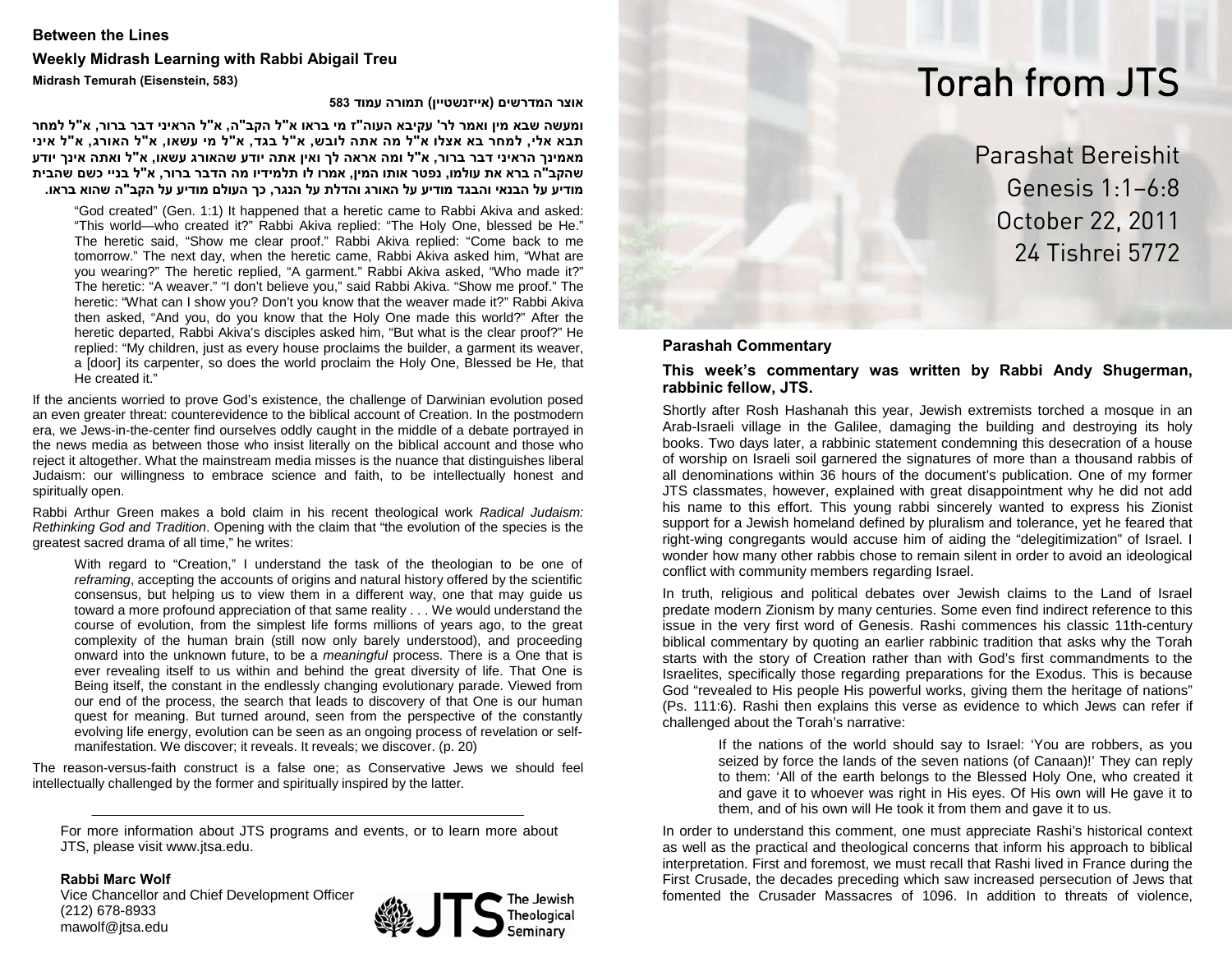**Between the Lines**

**Weekly Midrash Learning with Rabbi Abigail Treu**

**Midrash Temurah (Eisenstein, 583)**

**אוצר המדרשים (אייזנשטיין) תמורה עמוד 583**

**ומעשה שבא מין ואמר לר' עקיבא העוה"ז מי בראו א"ל הקב"ה, א"ל הראיני דבר ברור, א"ל למחר תבא אלי, למחר בא אצלו א"ל מה אתה לובש, א"ל בגד, א"ל מי עשאו, א"ל האורג, א"ל איני מאמינך הראיני דבר ברור, א"ל ומה אראה לך ואין אתה יודע שהאורג עשאו, א"ל ואתה אינך יודע שהקב"ה ברא את עולמו, נפטר אותו המין, אמרו לו תלמידיו מה הדבר ברור, א"ל בניי כשם שבבית מודיע על הבנאי והבגד מודיע על האורג והדלת על הנגר, כך העולם מודיע על הקב"ה שהוא בראו.**

> "God created" (Gen. 1:1) It happened that a heretic came to Rabbi Akiva and asked: "This world—who created it?" Rabbi Akiva replied: "The Holy One, blessed be He." The heretic said, "Show me clear proof." Rabbi Akiva replied: "Come back to me tomorrow." The next day, when the heretic came, Rabbi Akiva asked him, "What are you wearing?" The heretic replied, "A garment." Rabbi Akiva asked, "Who made it?" The heretic: "A weaver." "I don't believe you," said Rabbi Akiva. "Show me proof." The heretic: "What can I show you? Don't you know that the weaver made it?" Rabbi Akiva then asked, "And you, do you know that the Holy One made this world?" After the heretic departed, Rabbi Akiva's disciples asked him, "But what is the clear proof?" He replied: "My children, just as every house proclaims the builder, a garment its weaver, a [door] its carpenter, so does the world proclaim the Holy One, Blessed be He, that He created it."

If the ancients worried to prove God's existence, the challenge of Darwinian evolution posed an even greater threat: counterevidence to the biblical account of Creation. In the postmodern era, we Jews-in-the-center find ourselves oddly caught in the middle of a debate portrayed in the news media as between those who insist literally on the biblical account and those who reject it altogether. What the mainstream media misses is the nuance that distinguishes liberal Judaism: our willingness to embrace science and faith, to be intellectually honest and spiritually open.

Rabbi Arthur Green makes a bold claim in his recent theological work *Radical Judaism: Rethinking God and Tradition*. Opening with the claim that "the evolution of the species is the greatest sacred drama of all time," he writes:

> With regard to "Creation," I understand the task of the theologian to be one of *reframing*, accepting the accounts of origins and natural history offered by the scientific consensus, but helping us to view them in a different way, one that may guide us toward a more profound appreciation of that same reality . . . We would understand the course of evolution, from the simplest life forms millions of years ago, to the great complexity of the human brain (still now only barely understood), and proceeding onward into the unknown future, to be a *meaningful* process. There is a One that is ever revealing itself to us within and behind the great diversity of life. That One is Being itself, the constant in the endlessly changing evolutionary parade. Viewed from our end of the process, the search that leads to discovery of that One is our human quest for meaning. But turned around, seen from the perspective of the constantly evolving life energy, evolution can be seen as an ongoing process of revelation or self-manifestation. We discover; it reveals. It reveals; we discover. (p. 20)

The reason-versus-faith construct is a false one; as Conservative Jews we should feel intellectually challenged by the former and spiritually inspired by the latter.

---

For more information about JTS programs and events, or to learn more about JTS, please visit www.jtsa.edu.

**Rabbi Marc Wolf**
Vice Chancellor and Chief Development Officer
(212) 678-8933
mawolf@jtsa.edu

JTS The Jewish Theological Seminary

# Torah from JTS

Parashat Bereishit
Genesis 1:1–6:8
October 22, 2011
24 Tishrei 5772

## Parashah Commentary

**This week's commentary was written by Rabbi Andy Shugerman, rabbinic fellow, JTS.**

Shortly after Rosh Hashanah this year, Jewish extremists torched a mosque in an Arab-Israeli village in the Galilee, damaging the building and destroying its holy books. Two days later, a rabbinic statement condemning this desecration of a house of worship on Israeli soil garnered the signatures of more than a thousand rabbis of all denominations within 36 hours of the document's publication. One of my former JTS classmates, however, explained with great disappointment why he did not add his name to this effort. This young rabbi sincerely wanted to express his Zionist support for a Jewish homeland defined by pluralism and tolerance, yet he feared that right-wing congregants would accuse him of aiding the "delegitimization" of Israel. I wonder how many other rabbis chose to remain silent in order to avoid an ideological conflict with community members regarding Israel.

In truth, religious and political debates over Jewish claims to the Land of Israel predate modern Zionism by many centuries. Some even find indirect reference to this issue in the very first word of Genesis. Rashi commences his classic 11th-century biblical commentary by quoting an earlier rabbinic tradition that asks why the Torah starts with the story of Creation rather than with God's first commandments to the Israelites, specifically those regarding preparations for the Exodus. This is because God "revealed to His people His powerful works, giving them the heritage of nations" (Ps. 111:6). Rashi then explains this verse as evidence to which Jews can refer if challenged about the Torah's narrative:

> If the nations of the world should say to Israel: 'You are robbers, as you seized by force the lands of the seven nations (of Canaan)!' They can reply to them: 'All of the earth belongs to the Blessed Holy One, who created it and gave it to whoever was right in His eyes. Of His own will He gave it to them, and of his own will He took it from them and gave it to us.

In order to understand this comment, one must appreciate Rashi's historical context as well as the practical and theological concerns that inform his approach to biblical interpretation. First and foremost, we must recall that Rashi lived in France during the First Crusade, the decades preceding which saw increased persecution of Jews that fomented the Crusader Massacres of 1096. In addition to threats of violence,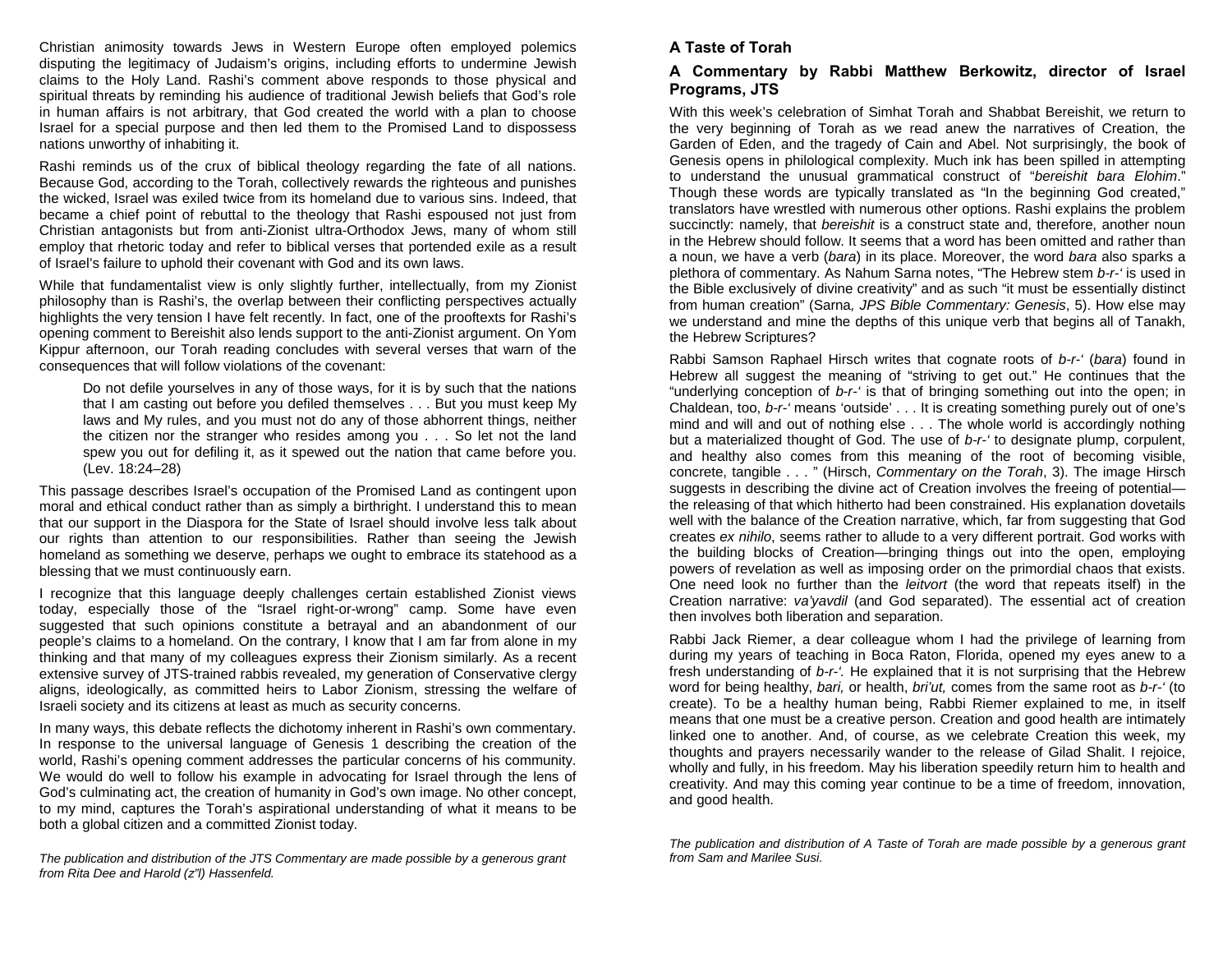Christian animosity towards Jews in Western Europe often employed polemics disputing the legitimacy of Judaism's origins, including efforts to undermine Jewish claims to the Holy Land. Rashi's comment above responds to those physical and spiritual threats by reminding his audience of traditional Jewish beliefs that God's role in human affairs is not arbitrary, that God created the world with a plan to choose Israel for a special purpose and then led them to the Promised Land to dispossess nations unworthy of inhabiting it.

Rashi reminds us of the crux of biblical theology regarding the fate of all nations. Because God, according to the Torah, collectively rewards the righteous and punishes the wicked, Israel was exiled twice from its homeland due to various sins. Indeed, that became a chief point of rebuttal to the theology that Rashi espoused not just from Christian antagonists but from anti-Zionist ultra-Orthodox Jews, many of whom still employ that rhetoric today and refer to biblical verses that portended exile as a result of Israel's failure to uphold their covenant with God and its own laws.

While that fundamentalist view is only slightly further, intellectually, from my Zionist philosophy than is Rashi's, the overlap between their conflicting perspectives actually highlights the very tension I have felt recently. In fact, one of the prooftexts for Rashi's opening comment to Bereishit also lends support to the anti-Zionist argument. On Yom Kippur afternoon, our Torah reading concludes with several verses that warn of the consequences that will follow violations of the covenant:

> Do not defile yourselves in any of those ways, for it is by such that the nations that I am casting out before you defiled themselves . . . But you must keep My laws and My rules, and you must not do any of those abhorrent things, neither the citizen nor the stranger who resides among you . . . So let not the land spew you out for defiling it, as it spewed out the nation that came before you. (Lev. 18:24–28)

This passage describes Israel's occupation of the Promised Land as contingent upon moral and ethical conduct rather than as simply a birthright. I understand this to mean that our support in the Diaspora for the State of Israel should involve less talk about our rights than attention to our responsibilities. Rather than seeing the Jewish homeland as something we deserve, perhaps we ought to embrace its statehood as a blessing that we must continuously earn.

I recognize that this language deeply challenges certain established Zionist views today, especially those of the "Israel right-or-wrong" camp. Some have even suggested that such opinions constitute a betrayal and an abandonment of our people's claims to a homeland. On the contrary, I know that I am far from alone in my thinking and that many of my colleagues express their Zionism similarly. As a recent extensive survey of JTS-trained rabbis revealed, my generation of Conservative clergy aligns, ideologically, as committed heirs to Labor Zionism, stressing the welfare of Israeli society and its citizens at least as much as security concerns.

In many ways, this debate reflects the dichotomy inherent in Rashi's own commentary. In response to the universal language of Genesis 1 describing the creation of the world, Rashi's opening comment addresses the particular concerns of his community. We would do well to follow his example in advocating for Israel through the lens of God's culminating act, the creation of humanity in God's own image. No other concept, to my mind, captures the Torah's aspirational understanding of what it means to be both a global citizen and a committed Zionist today.

*The publication and distribution of the JTS Commentary are made possible by a generous grant from Rita Dee and Harold (z"l) Hassenfeld.*

## A Taste of Torah

### A Commentary by Rabbi Matthew Berkowitz, director of Israel Programs, JTS

With this week's celebration of Simhat Torah and Shabbat Bereishit, we return to the very beginning of Torah as we read anew the narratives of Creation, the Garden of Eden, and the tragedy of Cain and Abel. Not surprisingly, the book of Genesis opens in philological complexity. Much ink has been spilled in attempting to understand the unusual grammatical construct of "*bereishit bara Elohim*." Though these words are typically translated as "In the beginning God created," translators have wrestled with numerous other options. Rashi explains the problem succinctly: namely, that *bereishit* is a construct state and, therefore, another noun in the Hebrew should follow. It seems that a word has been omitted and rather than a noun, we have a verb (*bara*) in its place. Moreover, the word *bara* also sparks a plethora of commentary. As Nahum Sarna notes, "The Hebrew stem *b-r-'* is used in the Bible exclusively of divine creativity" and as such "it must be essentially distinct from human creation" (Sarna, *JPS Bible Commentary: Genesis*, 5). How else may we understand and mine the depths of this unique verb that begins all of Tanakh, the Hebrew Scriptures?

Rabbi Samson Raphael Hirsch writes that cognate roots of *b-r-'* (*bara*) found in Hebrew all suggest the meaning of "striving to get out." He continues that the "underlying conception of *b-r-'* is that of bringing something out into the open; in Chaldean, too, *b-r-'* means 'outside' . . . It is creating something purely out of one's mind and will and out of nothing else . . . The whole world is accordingly nothing but a materialized thought of God. The use of *b-r-'* to designate plump, corpulent, and healthy also comes from this meaning of the root of becoming visible, concrete, tangible . . . " (Hirsch, *Commentary on the Torah*, 3). The image Hirsch suggests in describing the divine act of Creation involves the freeing of potential—the releasing of that which hitherto had been constrained. His explanation dovetails well with the balance of the Creation narrative, which, far from suggesting that God creates *ex nihilo*, seems rather to allude to a very different portrait. God works with the building blocks of Creation—bringing things out into the open, employing powers of revelation as well as imposing order on the primordial chaos that exists. One need look no further than the *leitvort* (the word that repeats itself) in the Creation narrative: *va'yavdil* (and God separated). The essential act of creation then involves both liberation and separation.

Rabbi Jack Riemer, a dear colleague whom I had the privilege of learning from during my years of teaching in Boca Raton, Florida, opened my eyes anew to a fresh understanding of *b-r-'.* He explained that it is not surprising that the Hebrew word for being healthy, *bari,* or health, *bri'ut,* comes from the same root as *b-r-'* (to create). To be a healthy human being, Rabbi Riemer explained to me, in itself means that one must be a creative person. Creation and good health are intimately linked one to another. And, of course, as we celebrate Creation this week, my thoughts and prayers necessarily wander to the release of Gilad Shalit. I rejoice, wholly and fully, in his freedom. May his liberation speedily return him to health and creativity. And may this coming year continue to be a time of freedom, innovation, and good health.

*The publication and distribution of A Taste of Torah are made possible by a generous grant from Sam and Marilee Susi.*